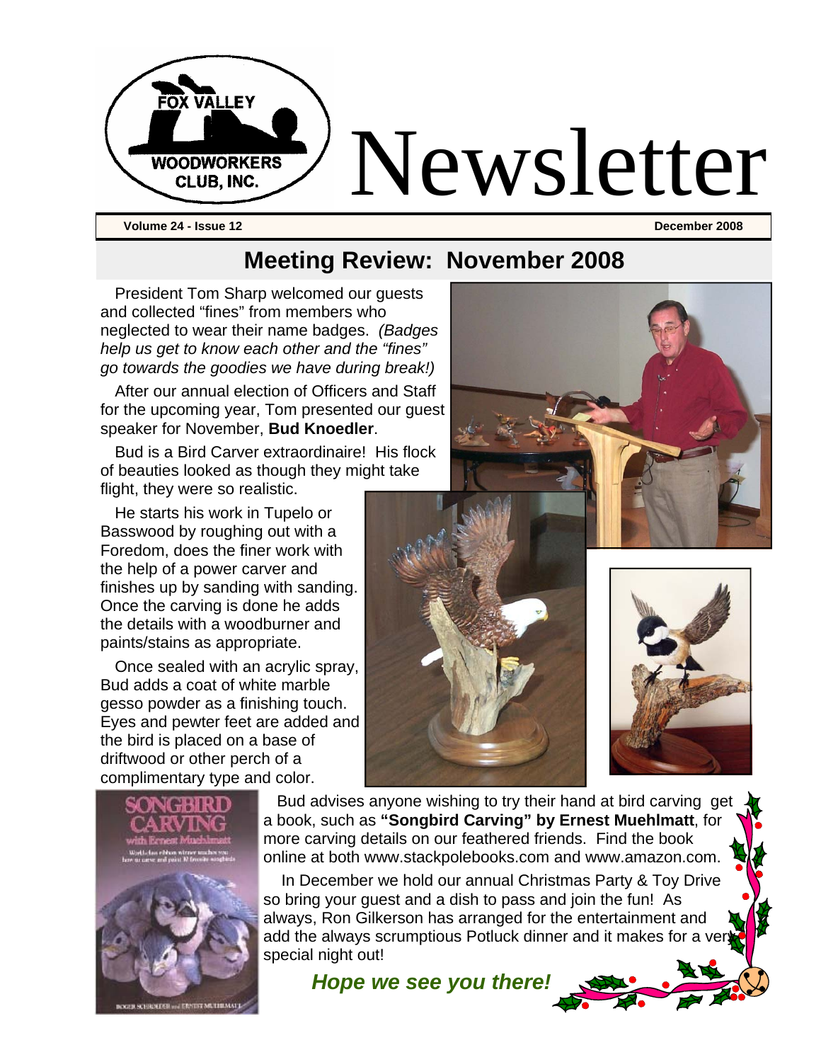# Newsletter

**Volume 24 - Issue 12** **December 2008**

## Meeting Review: November 2008

President Tom Sharp welcomed our guests and collected “fines” from members who neglected to wear their name badges. *(Badges help us get to know each other and the “fines” go towards the goodies we have during break!)*

After our annual election of Officers and Staff for the upcoming year, Tom presented our guest speaker for November, **Bud Knoedler**.

Bud is a Bird Carver extraordinaire! His flock of beauties looked as though they might take flight, they were so realistic.

He starts his work in Tupelo or Basswood by roughing out with a Foredom, does the finer work with the help of a power carver and finishes up by sanding with sanding. Once the carving is done he adds the details with a woodburner and paints/stains as appropriate.

Once sealed with an acrylic spray, Bud adds a coat of white marble gesso powder as a finishing touch. Eyes and pewter feet are added and the bird is placed on a base of driftwood or other perch of a complimentary type and color.

Bud advises anyone wishing to try their hand at bird carving get a book, such as **“Songbird Carving” by Ernest Muehlmatt**, for more carving details on our feathered friends. Find the book online at both www.stackpolebooks.com and www.amazon.com.

In December we hold our annual Christmas Party & Toy Drive so bring your guest and a dish to pass and join the fun! As always, Ron Gilkerson has arranged for the entertainment and add the always scrumptious Potluck dinner and it makes for a very special night out!

***Hope we see you there!***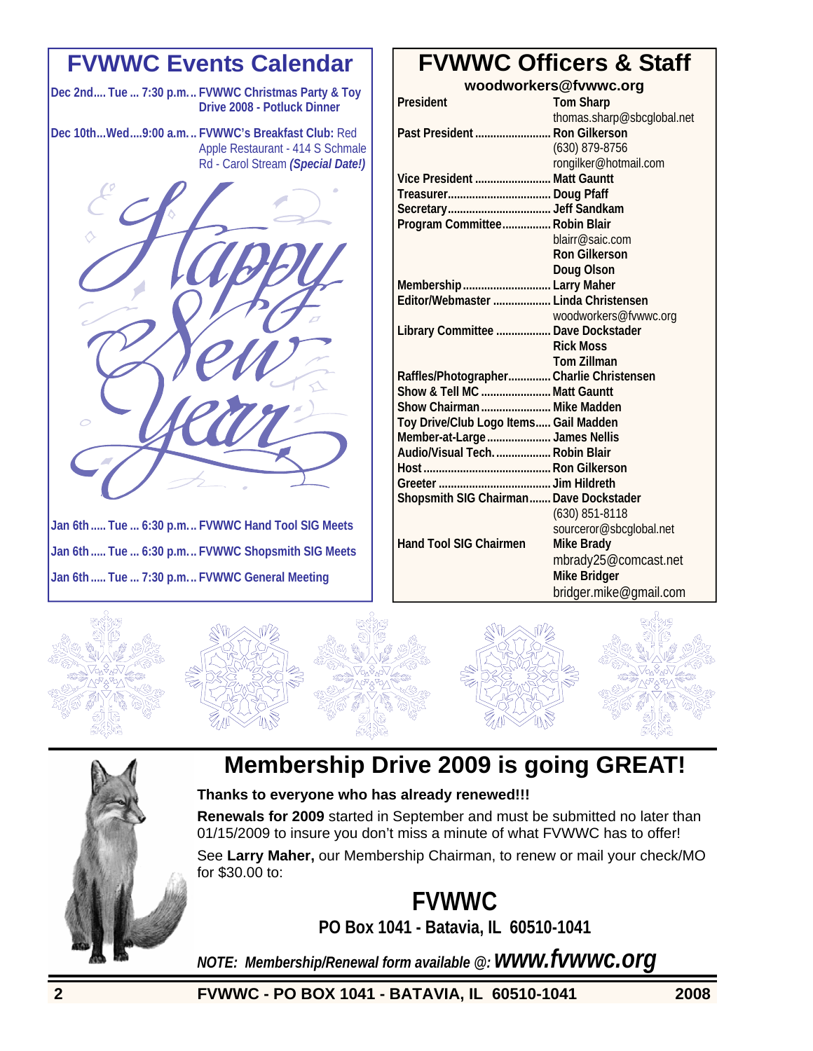## FVWWC Events Calendar

**Dec 2nd.... Tue ... 7:30 p.m... FVWWC Christmas Party & Toy Drive 2008 - Potluck Dinner**

**Dec 10th...Wed....9:00 a.m... FVWWC's Breakfast Club:** Red Apple Restaurant - 414 S Schmale Rd - Carol Stream ***(Special Date!)***

Happy New Year

**Jan 6th..... Tue ... 6:30 p.m... FVWWC Hand Tool SIG Meets**

**Jan 6th..... Tue ... 6:30 p.m... FVWWC Shopsmith SIG Meets**

**Jan 6th..... Tue ... 7:30 p.m... FVWWC General Meeting**

## FVWWC Officers & Staff

**woodworkers@fvwwc.org**

| Position | Name / Contact |
|---|---|
| President | Tom Sharp<br>thomas.sharp@sbcglobal.net |
| Past President | Ron Gilkerson<br>(630) 879-8756<br>rongilker@hotmail.com |
| Vice President | Matt Gauntt |
| Treasurer | Doug Pfaff |
| Secretary | Jeff Sandkam |
| Program Committee | Robin Blair<br>blairr@saic.com<br>Ron Gilkerson<br>Doug Olson |
| Membership | Larry Maher |
| Editor/Webmaster | Linda Christensen<br>woodworkers@fvwwc.org |
| Library Committee | Dave Dockstader<br>Rick Moss<br>Tom Zillman |
| Raffles/Photographer | Charlie Christensen |
| Show & Tell MC | Matt Gauntt |
| Show Chairman | Mike Madden |
| Toy Drive/Club Logo Items | Gail Madden |
| Member-at-Large | James Nellis |
| Audio/Visual Tech. | Robin Blair |
| Host | Ron Gilkerson |
| Greeter | Jim Hildreth |
| Shopsmith SIG Chairman | Dave Dockstader<br>(630) 851-8118<br>sourceror@sbcglobal.net |
| Hand Tool SIG Chairmen | Mike Brady<br>mbrady25@comcast.net<br>Mike Bridger<br>bridger.mike@gmail.com |

# Membership Drive 2009 is going GREAT!

**Thanks to everyone who has already renewed!!!**

**Renewals for 2009** started in September and must be submitted no later than 01/15/2009 to insure you don't miss a minute of what FVWWC has to offer!

See **Larry Maher,** our Membership Chairman, to renew or mail your check/MO for $30.00 to:

**FVWWC**
**PO Box 1041 - Batavia, IL 60510-1041**

***NOTE: Membership/Renewal form available @: www.fvwwc.org***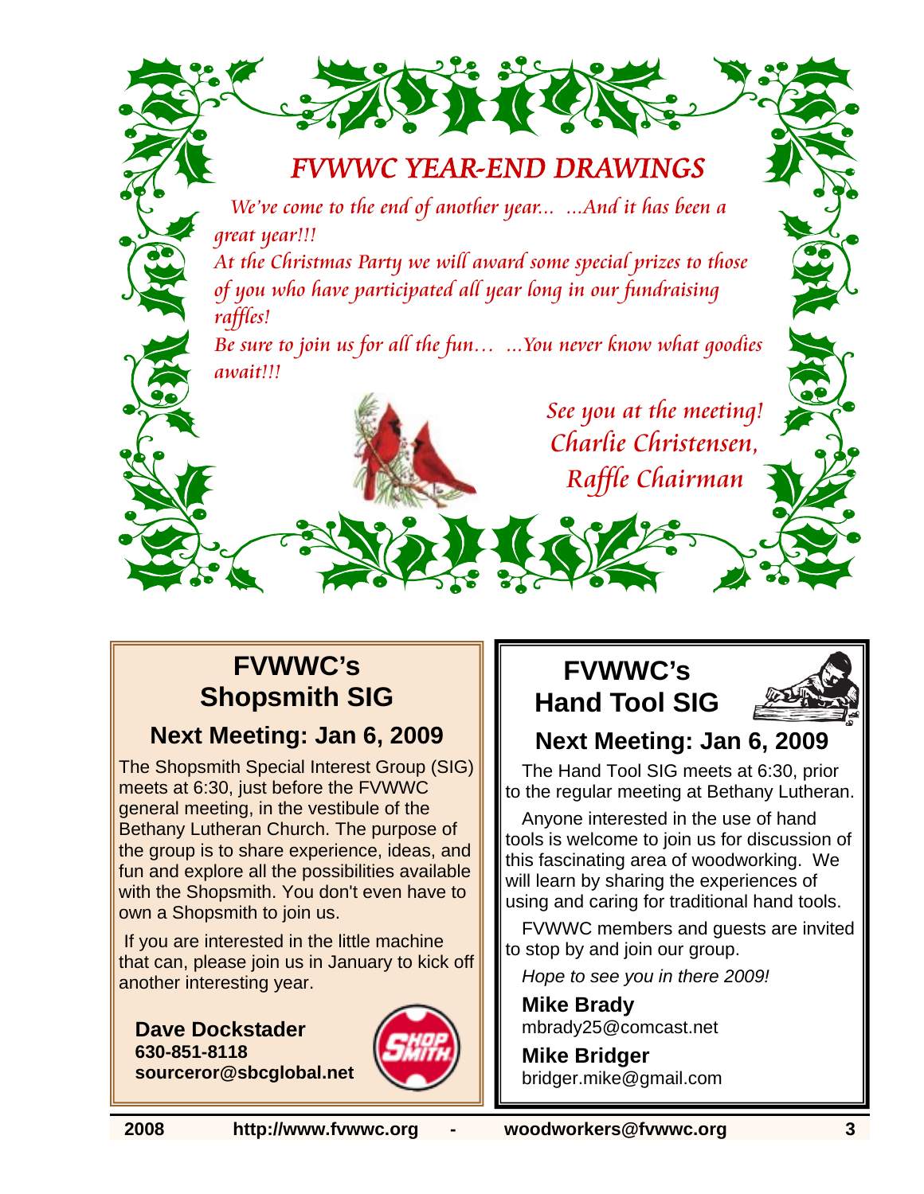# *FVWWC YEAR-END DRAWINGS*

*We've come to the end of another year... ...And it has been a great year!!!*

*At the Christmas Party we will award some special prizes to those of you who have participated all year long in our fundraising raffles!*

*Be sure to join us for all the fun… ...You never know what goodies await!!!*

*See you at the meeting!*
*Charlie Christensen,*
*Raffle Chairman*

## FVWWC's Shopsmith SIG

### Next Meeting: Jan 6, 2009

The Shopsmith Special Interest Group (SIG) meets at 6:30, just before the FVWWC general meeting, in the vestibule of the Bethany Lutheran Church. The purpose of the group is to share experience, ideas, and fun and explore all the possibilities available with the Shopsmith. You don't even have to own a Shopsmith to join us.

If you are interested in the little machine that can, please join us in January to kick off another interesting year.

**Dave Dockstader**
**630-851-8118**
**sourceror@sbcglobal.net**

## FVWWC's Hand Tool SIG

### Next Meeting: Jan 6, 2009

The Hand Tool SIG meets at 6:30, prior to the regular meeting at Bethany Lutheran.

Anyone interested in the use of hand tools is welcome to join us for discussion of this fascinating area of woodworking. We will learn by sharing the experiences of using and caring for traditional hand tools.

FVWWC members and guests are invited to stop by and join our group.

*Hope to see you in there 2009!*

**Mike Brady**
mbrady25@comcast.net

**Mike Bridger**
bridger.mike@gmail.com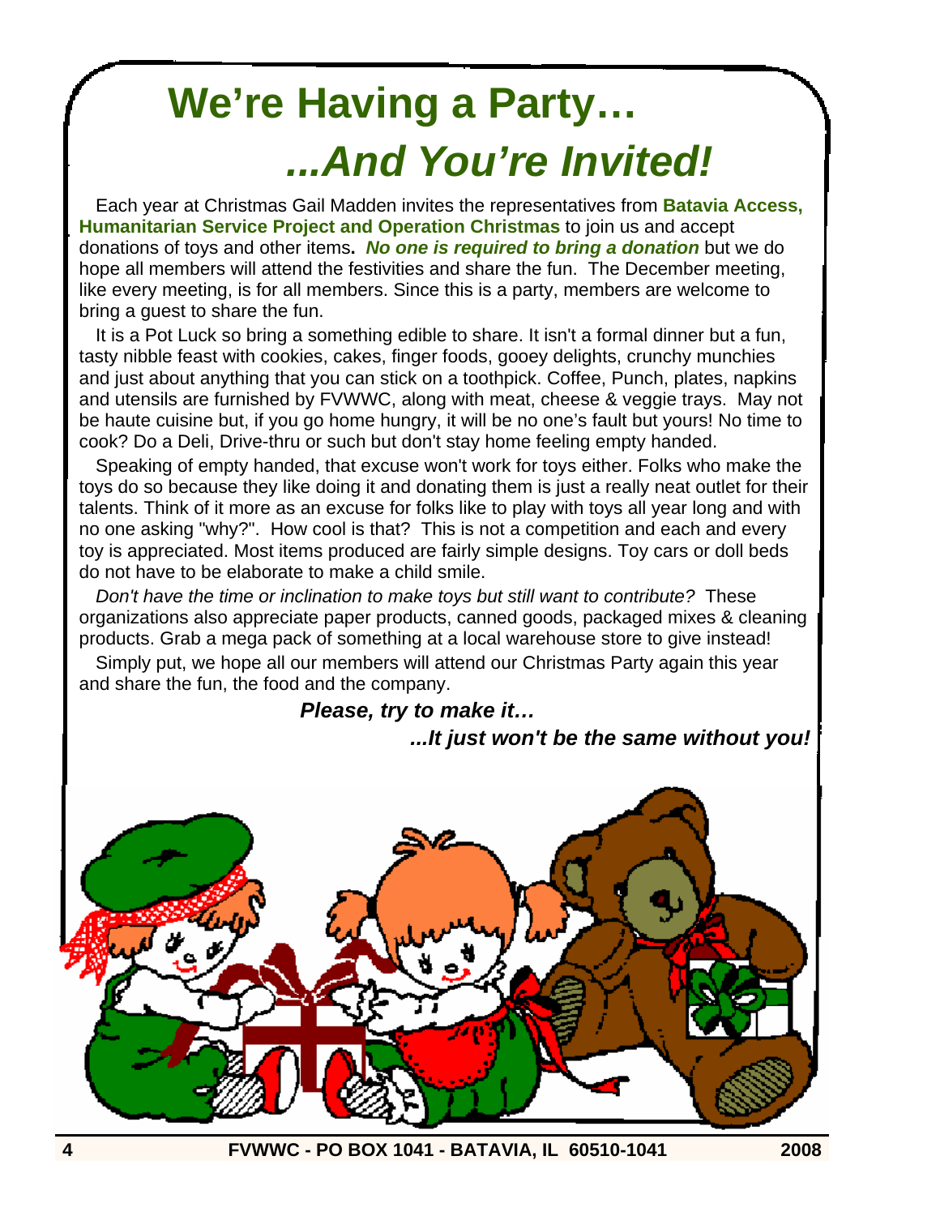# We're Having a Party…
# *...And You're Invited!*

Each year at Christmas Gail Madden invites the representatives from **Batavia Access, Humanitarian Service Project and Operation Christmas** to join us and accept donations of toys and other items**.** ***No one is required to bring a donation*** but we do hope all members will attend the festivities and share the fun. The December meeting, like every meeting, is for all members. Since this is a party, members are welcome to bring a guest to share the fun.

It is a Pot Luck so bring a something edible to share. It isn't a formal dinner but a fun, tasty nibble feast with cookies, cakes, finger foods, gooey delights, crunchy munchies and just about anything that you can stick on a toothpick. Coffee, Punch, plates, napkins and utensils are furnished by FVWWC, along with meat, cheese & veggie trays. May not be haute cuisine but, if you go home hungry, it will be no one's fault but yours! No time to cook? Do a Deli, Drive-thru or such but don't stay home feeling empty handed.

Speaking of empty handed, that excuse won't work for toys either. Folks who make the toys do so because they like doing it and donating them is just a really neat outlet for their talents. Think of it more as an excuse for folks like to play with toys all year long and with no one asking "why?". How cool is that? This is not a competition and each and every toy is appreciated. Most items produced are fairly simple designs. Toy cars or doll beds do not have to be elaborate to make a child smile.

*Don't have the time or inclination to make toys but still want to contribute?* These organizations also appreciate paper products, canned goods, packaged mixes & cleaning products. Grab a mega pack of something at a local warehouse store to give instead!

Simply put, we hope all our members will attend our Christmas Party again this year and share the fun, the food and the company.

***Please, try to make it…***

***...It just won't be the same without you!***

FVWWC - PO BOX 1041 - BATAVIA, IL 60510-1041 2008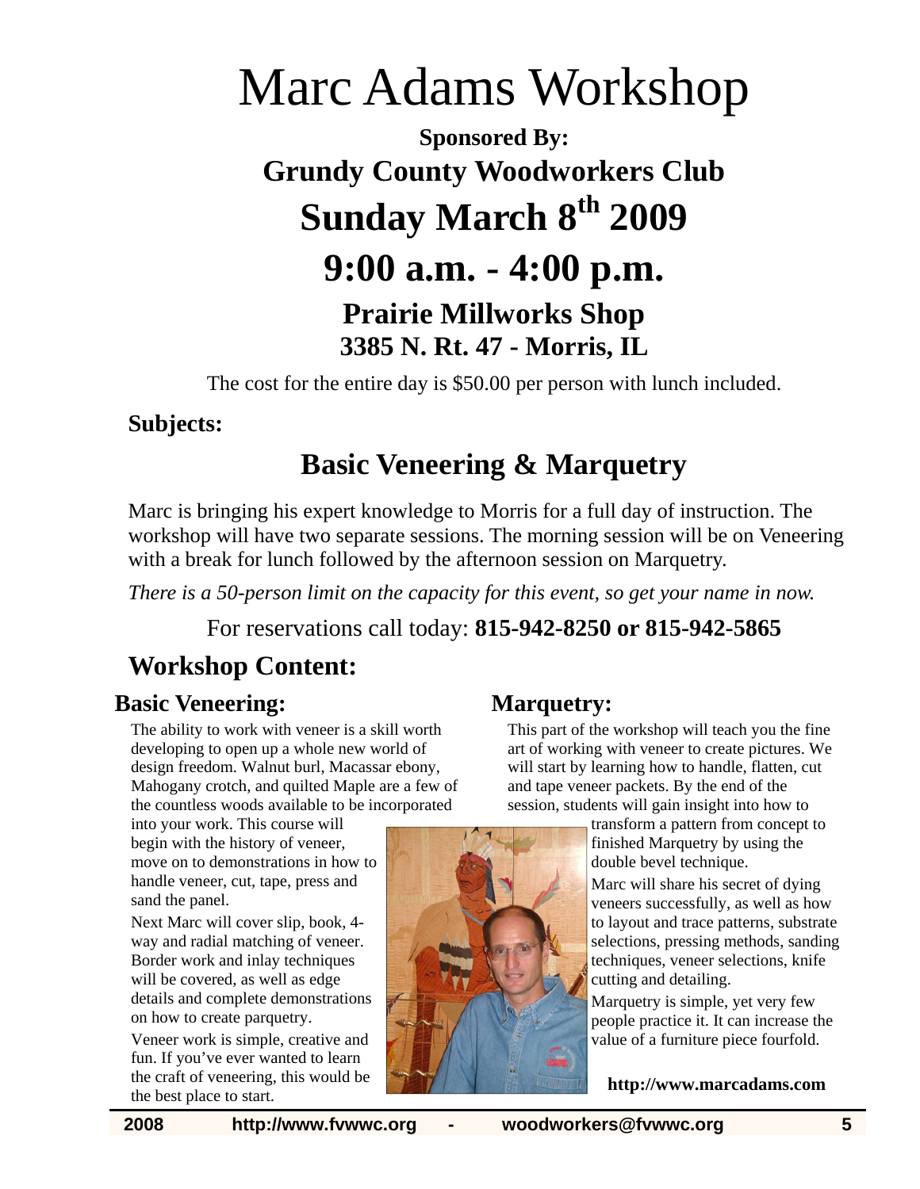# Marc Adams Workshop

**Sponsored By:**

## Grundy County Woodworkers Club

## Sunday March 8th 2009

## 9:00 a.m. - 4:00 p.m.

### Prairie Millworks Shop

### 3385 N. Rt. 47 - Morris, IL

The cost for the entire day is $50.00 per person with lunch included.

**Subjects:**

## Basic Veneering & Marquetry

Marc is bringing his expert knowledge to Morris for a full day of instruction. The workshop will have two separate sessions. The morning session will be on Veneering with a break for lunch followed by the afternoon session on Marquetry.

*There is a 50-person limit on the capacity for this event, so get your name in now.*

For reservations call today: **815-942-8250 or 815-942-5865**

## Workshop Content:

### Basic Veneering:

The ability to work with veneer is a skill worth developing to open up a whole new world of design freedom. Walnut burl, Macassar ebony, Mahogany crotch, and quilted Maple are a few of the countless woods available to be incorporated into your work. This course will begin with the history of veneer, move on to demonstrations in how to handle veneer, cut, tape, press and sand the panel.

Next Marc will cover slip, book, 4-way and radial matching of veneer. Border work and inlay techniques will be covered, as well as edge details and complete demonstrations on how to create parquetry.

Veneer work is simple, creative and fun. If you've ever wanted to learn the craft of veneering, this would be the best place to start.

### Marquetry:

This part of the workshop will teach you the fine art of working with veneer to create pictures. We will start by learning how to handle, flatten, cut and tape veneer packets. By the end of the session, students will gain insight into how to transform a pattern from concept to finished Marquetry by using the double bevel technique.

Marc will share his secret of dying veneers successfully, as well as how to layout and trace patterns, substrate selections, pressing methods, sanding techniques, veneer selections, knife cutting and detailing.

Marquetry is simple, yet very few people practice it. It can increase the value of a furniture piece fourfold.

**http://www.marcadams.com**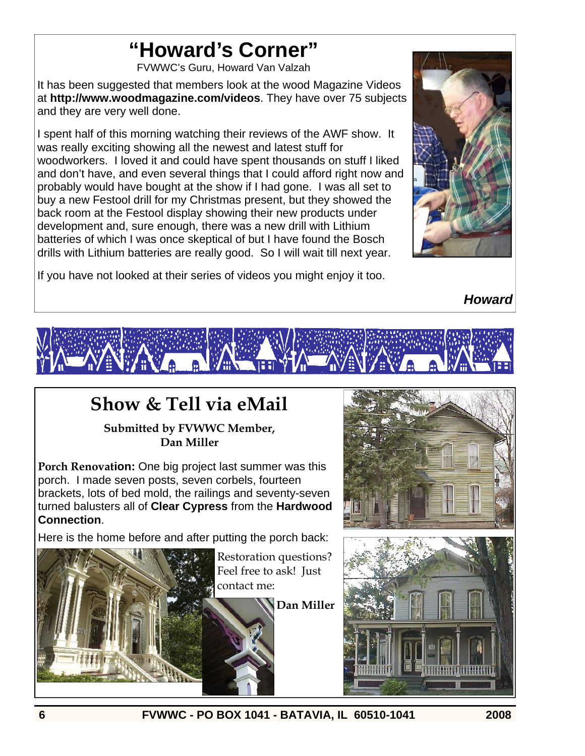# "Howard's Corner"

FVWWC's Guru, Howard Van Valzah

It has been suggested that members look at the wood Magazine Videos at **http://www.woodmagazine.com/videos**. They have over 75 subjects and they are very well done.

I spent half of this morning watching their reviews of the AWF show. It was really exciting showing all the newest and latest stuff for woodworkers. I loved it and could have spent thousands on stuff I liked and don't have, and even several things that I could afford right now and probably would have bought at the show if I had gone. I was all set to buy a new Festool drill for my Christmas present, but they showed the back room at the Festool display showing their new products under development and, sure enough, there was a new drill with Lithium batteries of which I was once skeptical of but I have found the Bosch drills with Lithium batteries are really good. So I will wait till next year.

If you have not looked at their series of videos you might enjoy it too.

***Howard***

# Show & Tell via eMail

**Submitted by FVWWC Member, Dan Miller**

**Porch Renovation:** One big project last summer was this porch. I made seven posts, seven corbels, fourteen brackets, lots of bed mold, the railings and seventy-seven turned balusters all of **Clear Cypress** from the **Hardwood Connection**.

Here is the home before and after putting the porch back:

Restoration questions? Feel free to ask! Just contact me:

**Dan Miller**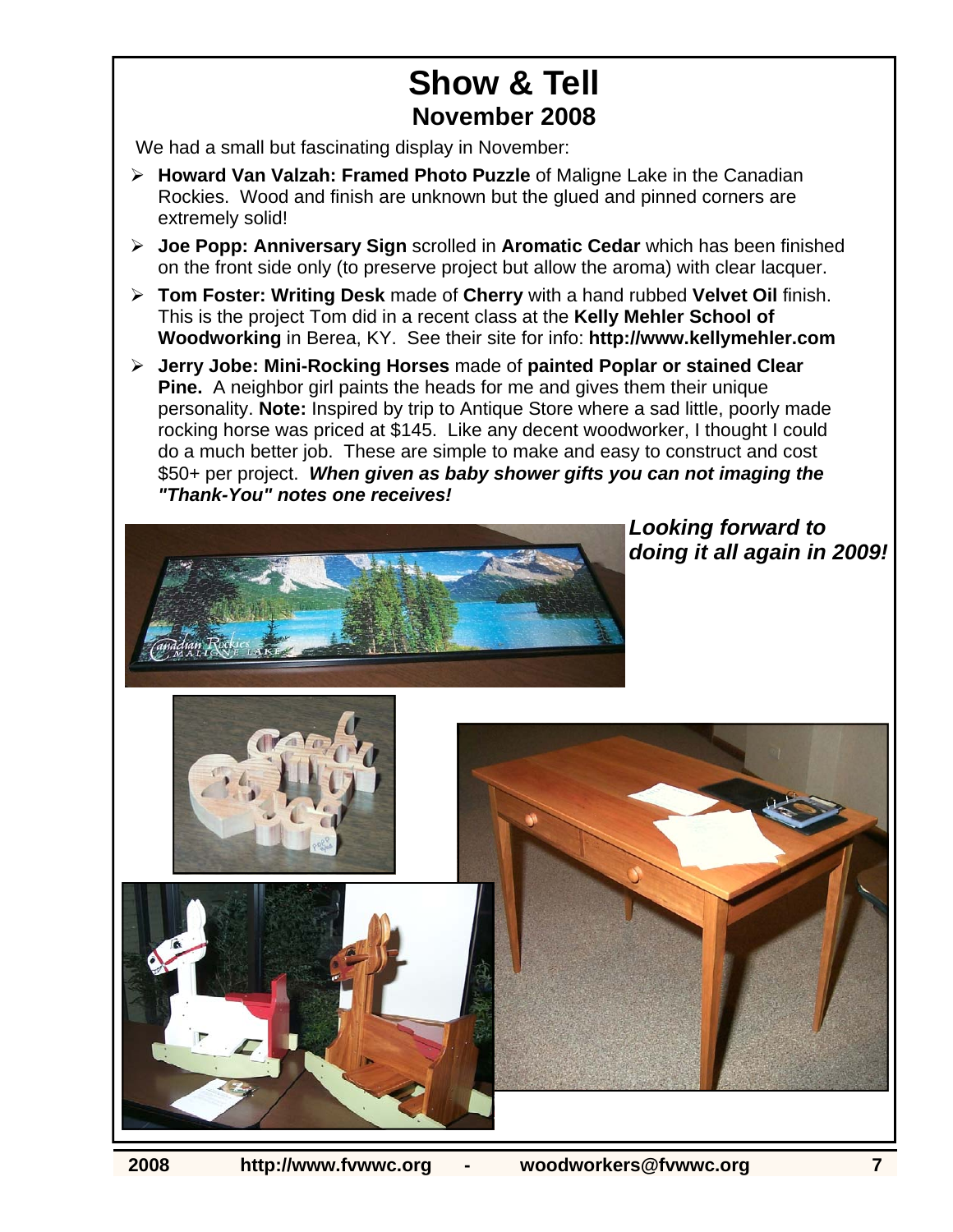# Show & Tell

## November 2008

We had a small but fascinating display in November:

- **Howard Van Valzah: Framed Photo Puzzle** of Maligne Lake in the Canadian Rockies. Wood and finish are unknown but the glued and pinned corners are extremely solid!
- **Joe Popp: Anniversary Sign** scrolled in **Aromatic Cedar** which has been finished on the front side only (to preserve project but allow the aroma) with clear lacquer.
- **Tom Foster: Writing Desk** made of **Cherry** with a hand rubbed **Velvet Oil** finish. This is the project Tom did in a recent class at the **Kelly Mehler School of Woodworking** in Berea, KY. See their site for info: **http://www.kellymehler.com**
- **Jerry Jobe: Mini-Rocking Horses** made of **painted Poplar or stained Clear Pine.** A neighbor girl paints the heads for me and gives them their unique personality. **Note:** Inspired by trip to Antique Store where a sad little, poorly made rocking horse was priced at $145. Like any decent woodworker, I thought I could do a much better job. These are simple to make and easy to construct and cost $50+ per project. ***When given as baby shower gifts you can not imaging the "Thank-You" notes one receives!***

***Looking forward to doing it all again in 2009!***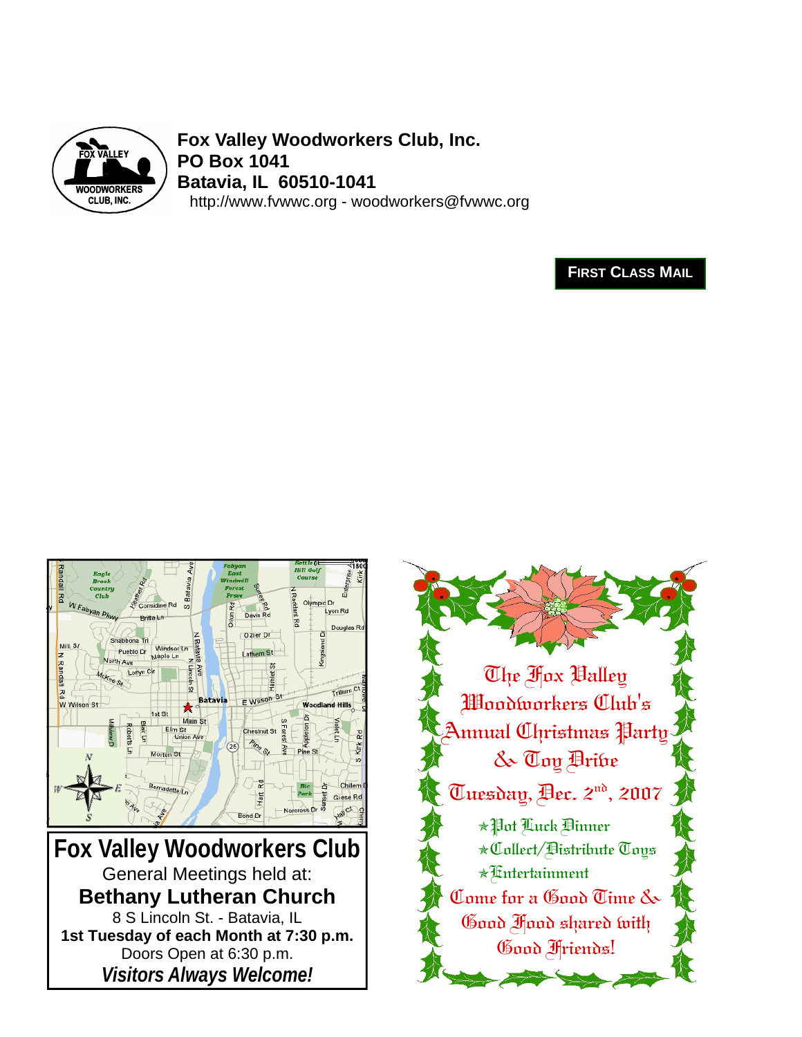**Fox Valley Woodworkers Club, Inc.**
**PO Box 1041**
**Batavia, IL 60510-1041**
http://www.fvwwc.org - woodworkers@fvwwc.org

**FIRST CLASS MAIL**

# Fox Valley Woodworkers Club

General Meetings held at:

**Bethany Lutheran Church**

8 S Lincoln St. - Batavia, IL

**1st Tuesday of each Month at 7:30 p.m.**

Doors Open at 6:30 p.m.

***Visitors Always Welcome!***

The Fox Valley Woodworkers Club's Annual Christmas Party & Toy Drive

Tuesday, Dec. 2nd, 2007

- ⋆Pot Luck Dinner
- ⋆Collect/Distribute Toys
- ⋆Entertainment

Come for a Good Time & Good Food shared with Good Friends!